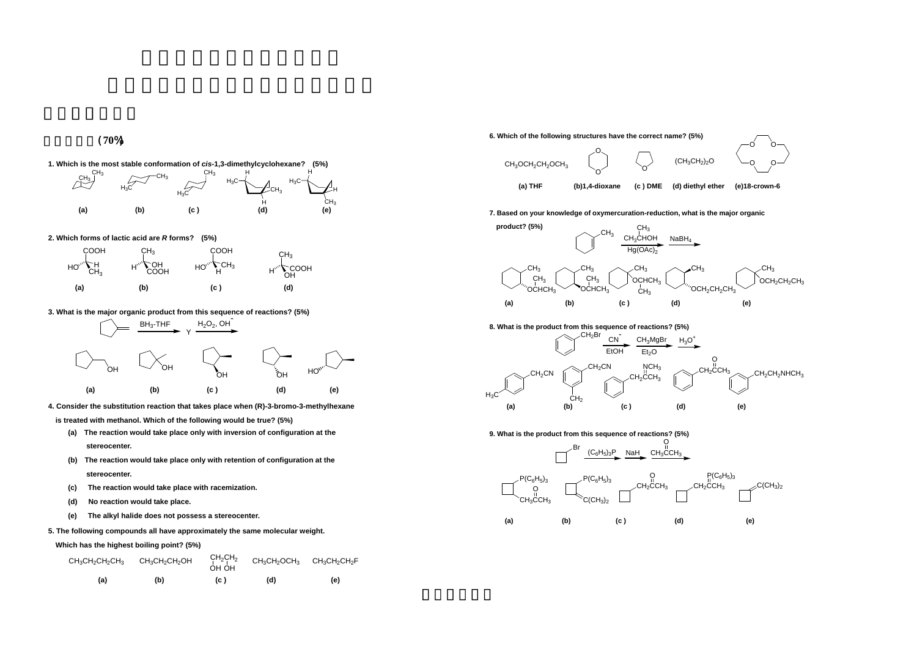一、選擇題（70%）

1. Which is the most stable conformation of *cis*-1,3-dimethylcyclohexane? (5%)

(a) (b) (c) (d) (e)

2. Which forms of lactic acid are *R* forms? (5%)

(a) (b) (c) (d)

3. What is the major organic product from this sequence of reactions? (5%)

$\xrightarrow{BH_3\text{-}THF}$ Y $\xrightarrow{H_2O_2,\ OH^-}$

(a) (b) (c) (d) (e)

4. Consider the substitution reaction that takes place when (R)-3-bromo-3-methylhexane is treated with methanol. Which of the following would be true? (5%)

(a) The reaction would take place only with inversion of configuration at the stereocenter.
(b) The reaction would take place only with retention of configuration at the stereocenter.
(c) The reaction would take place with racemization.
(d) No reaction would take place.
(e) The alkyl halide does not possess a stereocenter.

5. The following compounds all have approximately the same molecular weight. Which has the highest boiling point? (5%)

(a) $CH_3CH_2CH_2CH_3$ (b) $CH_3CH_2CH_2OH$ (c) $CH_2(OH)CH_2(OH)$ (d) $CH_3CH_2OCH_3$ (e) $CH_3CH_2CH_2F$

6. Which of the following structures have the correct name? (5%)

(a) THF (b) 1,4-dioxane (c) DME (d) diethyl ether (e) 18-crown-6

Structures shown: $CH_3OCH_2CH_2OCH_3$; 1,4-dioxane ring; tetrahydrofuran ring; $(CH_3CH_2)_2O$; crown ether ring (4 O)

7. Based on your knowledge of oxymercuration-reduction, what is the major organic product? (5%)

$\xrightarrow[Hg(OAc)_2]{CH_3CH(CH_3)OH}$ $\xrightarrow{NaBH_4}$

(a) (b) (c) (d) (e)

8. What is the product from this sequence of reactions? (5%)

$C_6H_5CH_2Br \xrightarrow[EtOH]{CN^-} \xrightarrow[Et_2O]{CH_3MgBr} \xrightarrow{H_3O^+}$

(a) $p\text{-}CH_3C_6H_4CH_2CN$ (b) (c) $C_6H_5CH_2C(=NCH_3)CH_3$ (d) $C_6H_5CH_2C(=O)CH_3$ (e) $C_6H_5CH_2CH_2NHCH_3$

9. What is the product from this sequence of reactions? (5%)

$\xrightarrow{(C_6H_5)_3P} \xrightarrow{NaH} \xrightarrow{CH_3C(=O)CH_3}$

(a) (b) (c) (d) (e)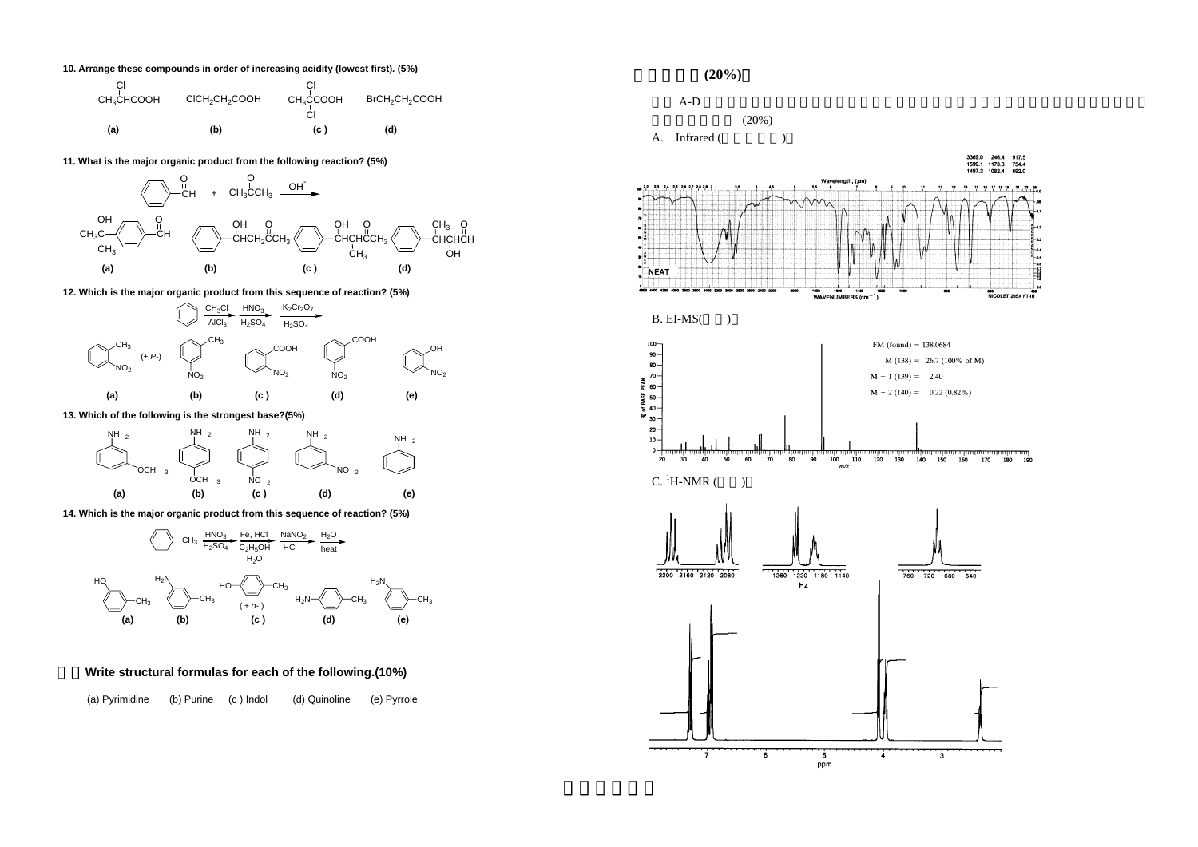10. Arrange these compounds in order of increasing acidity (lowest first). (5%)

(a) $CH_3CHClCOOH$ (b) $ClCH_2CH_2COOH$ (c) $CH_3CCl_2COOH$ (d) $BrCH_2CH_2COOH$

11. What is the major organic product from the following reaction? (5%)

Benzaldehyde + $CH_3COCH_3$ $\xrightarrow{OH^-}$

(a) p-$(CH_3)_2C(OH)$-$C_6H_4$-CHO (b) $C_6H_5CH(OH)CH_2COCH_3$ (c) $C_6H_5CH(OH)CH(CH_3)COCH_3$ (d) $C_6H_5CH(CH_3)CH(OH)CHO$

12. Which is the major organic product from this sequence of reaction? (5%)

Benzene $\xrightarrow[AlCl_3]{CH_3Cl}$ $\xrightarrow[H_2SO_4]{HNO_3}$ $\xrightarrow[H_2SO_4]{K_2Cr_2O_7}$

(a) o-nitrotoluene (+ *P*-) (b) m-nitrotoluene (c) o-nitrobenzoic acid (d) m-nitrobenzoic acid (e) o-nitrophenol

13. Which of the following is the strongest base?(5%)

(a) m-methoxyaniline (b) p-methoxyaniline (c) p-nitroaniline (d) m-nitroaniline (e) aniline

14. Which is the major organic product from this sequence of reaction? (5%)

Toluene $\xrightarrow[H_2SO_4]{HNO_3}$ $\xrightarrow[C_2H_5OH,\ H_2O]{Fe,\ HCl}$ $\xrightarrow[HCl]{NaNO_2}$ $\xrightarrow[heat]{H_2O}$

(a) m-cresol (b) m-toluidine (c) p-cresol ( + *o*- ) (d) p-toluidine (e) m-toluidine

二、Write structural formulas for each of the following.(10%)

(a) Pyrimidine (b) Purine (c ) Indol (d) Quinoline (e) Pyrrole

三、光譜解析(20%)：

下列 A-D 光譜為某一未知化合物之光譜，請依據光譜提供之數據，推導出此化合物之結構，並說明推導之理由。(20%)

A. Infrared (紅外線光譜)：

3369.0 1246.4 917.5
1599.1 1173.3 754.4
1497.2 1082.4 692.0

NEAT

B. EI-MS(質譜)：

FM (found) = 138.0684

M (138) = 26.7 (100% of M)

M + 1 (139) = 2.40

M + 2 (140) = 0.22 (0.82%)

C. $^1$H-NMR (氫譜)：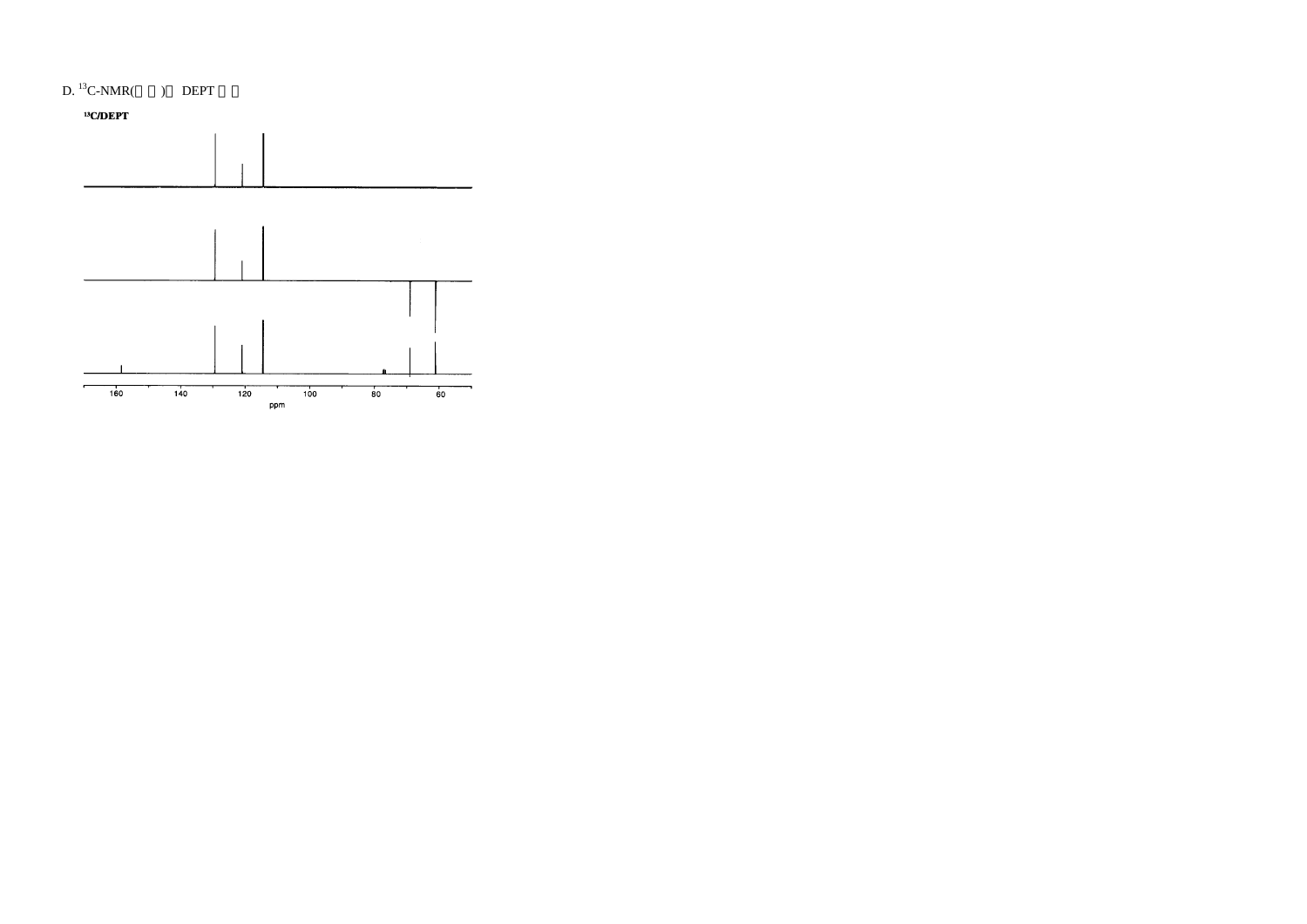D. $^{13}$C-NMR(　　)　DEPT　　

**$^{13}$C/DEPT**

160
140
120
100
80
60
ppm